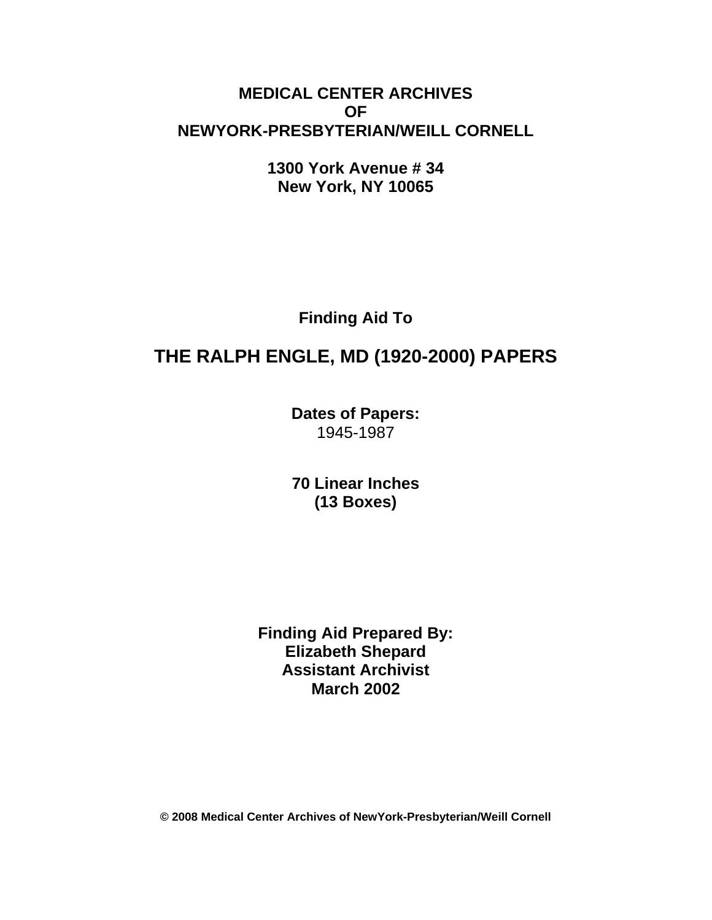**MEDICAL CENTER ARCHIVES**
**OF**
**NEWYORK-PRESBYTERIAN/WEILL CORNELL**

**1300 York Avenue # 34**
**New York, NY 10065**

**Finding Aid To**

# THE RALPH ENGLE, MD (1920-2000) PAPERS

**Dates of Papers:**
1945-1987

**70 Linear Inches**
**(13 Boxes)**

**Finding Aid Prepared By:**
**Elizabeth Shepard**
**Assistant Archivist**
**March 2002**

**© 2008 Medical Center Archives of NewYork-Presbyterian/Weill Cornell**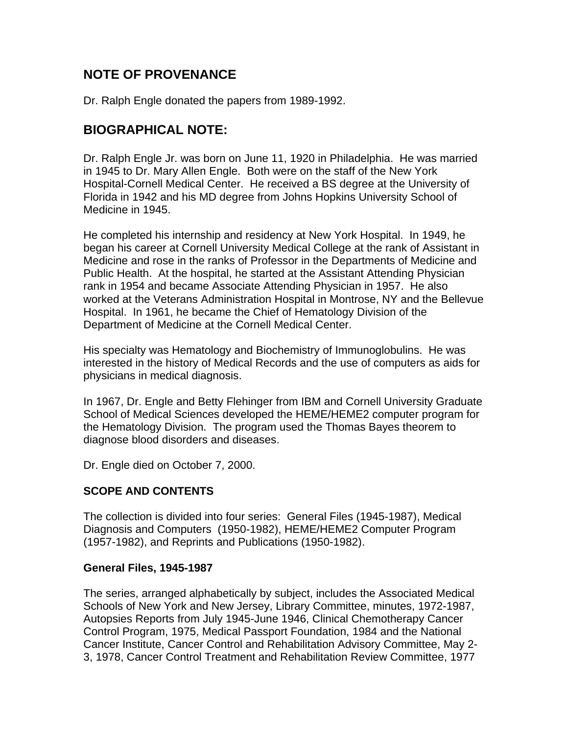## NOTE OF PROVENANCE

Dr. Ralph Engle donated the papers from 1989-1992.

## BIOGRAPHICAL NOTE:

Dr. Ralph Engle Jr. was born on June 11, 1920 in Philadelphia. He was married in 1945 to Dr. Mary Allen Engle. Both were on the staff of the New York Hospital-Cornell Medical Center. He received a BS degree at the University of Florida in 1942 and his MD degree from Johns Hopkins University School of Medicine in 1945.

He completed his internship and residency at New York Hospital. In 1949, he began his career at Cornell University Medical College at the rank of Assistant in Medicine and rose in the ranks of Professor in the Departments of Medicine and Public Health. At the hospital, he started at the Assistant Attending Physician rank in 1954 and became Associate Attending Physician in 1957. He also worked at the Veterans Administration Hospital in Montrose, NY and the Bellevue Hospital. In 1961, he became the Chief of Hematology Division of the Department of Medicine at the Cornell Medical Center.

His specialty was Hematology and Biochemistry of Immunoglobulins. He was interested in the history of Medical Records and the use of computers as aids for physicians in medical diagnosis.

In 1967, Dr. Engle and Betty Flehinger from IBM and Cornell University Graduate School of Medical Sciences developed the HEME/HEME2 computer program for the Hematology Division. The program used the Thomas Bayes theorem to diagnose blood disorders and diseases.

Dr. Engle died on October 7, 2000.

### SCOPE AND CONTENTS

The collection is divided into four series: General Files (1945-1987), Medical Diagnosis and Computers (1950-1982), HEME/HEME2 Computer Program (1957-1982), and Reprints and Publications (1950-1982).

### General Files, 1945-1987

The series, arranged alphabetically by subject, includes the Associated Medical Schools of New York and New Jersey, Library Committee, minutes, 1972-1987, Autopsies Reports from July 1945-June 1946, Clinical Chemotherapy Cancer Control Program, 1975, Medical Passport Foundation, 1984 and the National Cancer Institute, Cancer Control and Rehabilitation Advisory Committee, May 2-3, 1978, Cancer Control Treatment and Rehabilitation Review Committee, 1977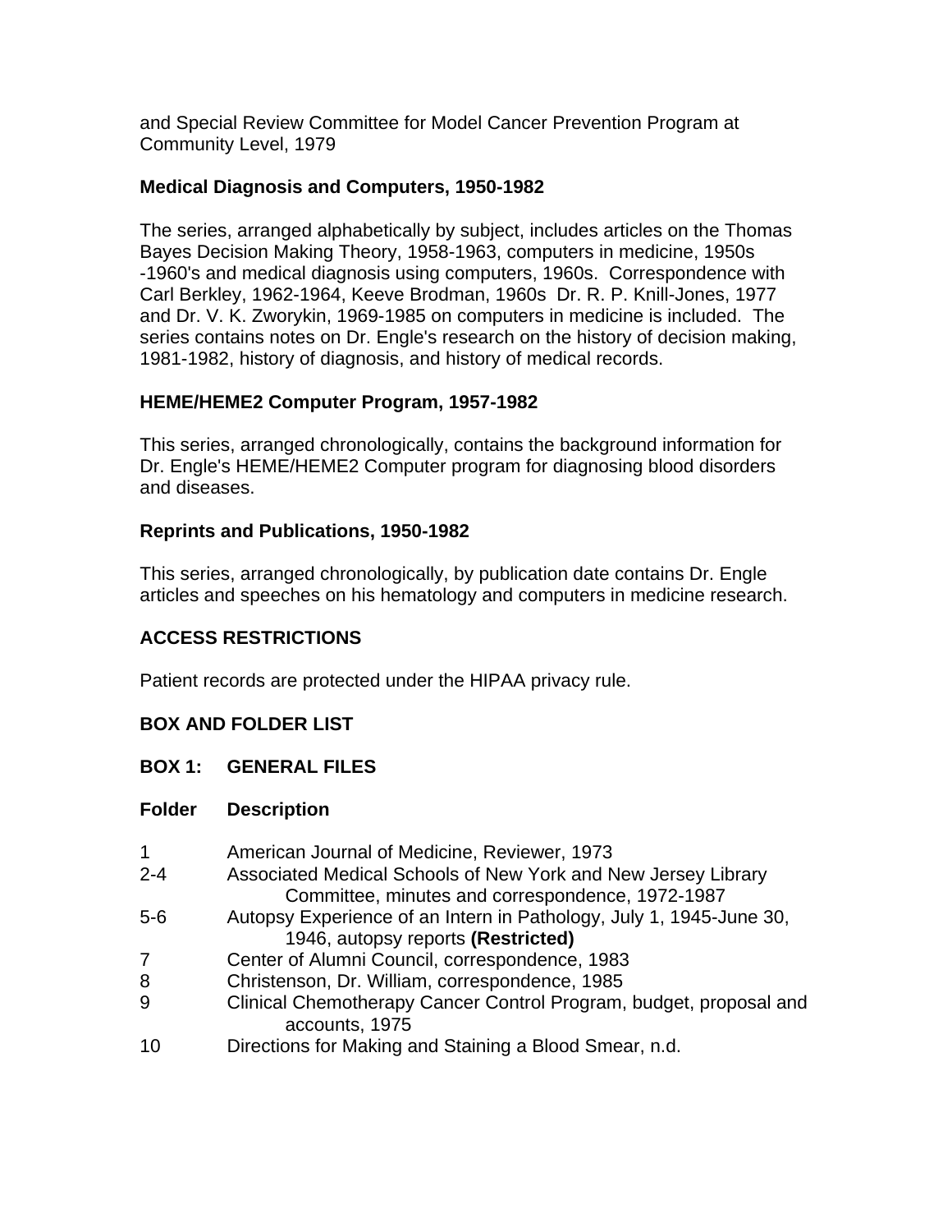and Special Review Committee for Model Cancer Prevention Program at Community Level, 1979

**Medical Diagnosis and Computers, 1950-1982**

The series, arranged alphabetically by subject, includes articles on the Thomas Bayes Decision Making Theory, 1958-1963, computers in medicine, 1950s -1960's and medical diagnosis using computers, 1960s. Correspondence with Carl Berkley, 1962-1964, Keeve Brodman, 1960s Dr. R. P. Knill-Jones, 1977 and Dr. V. K. Zworykin, 1969-1985 on computers in medicine is included. The series contains notes on Dr. Engle's research on the history of decision making, 1981-1982, history of diagnosis, and history of medical records.

**HEME/HEME2 Computer Program, 1957-1982**

This series, arranged chronologically, contains the background information for Dr. Engle's HEME/HEME2 Computer program for diagnosing blood disorders and diseases.

**Reprints and Publications, 1950-1982**

This series, arranged chronologically, by publication date contains Dr. Engle articles and speeches on his hematology and computers in medicine research.

**ACCESS RESTRICTIONS**

Patient records are protected under the HIPAA privacy rule.

**BOX AND FOLDER LIST**

**BOX 1: GENERAL FILES**

| Folder | Description |
|---|---|
| 1 | American Journal of Medicine, Reviewer, 1973 |
| 2-4 | Associated Medical Schools of New York and New Jersey Library Committee, minutes and correspondence, 1972-1987 |
| 5-6 | Autopsy Experience of an Intern in Pathology, July 1, 1945-June 30, 1946, autopsy reports **(Restricted)** |
| 7 | Center of Alumni Council, correspondence, 1983 |
| 8 | Christenson, Dr. William, correspondence, 1985 |
| 9 | Clinical Chemotherapy Cancer Control Program, budget, proposal and accounts, 1975 |
| 10 | Directions for Making and Staining a Blood Smear, n.d. |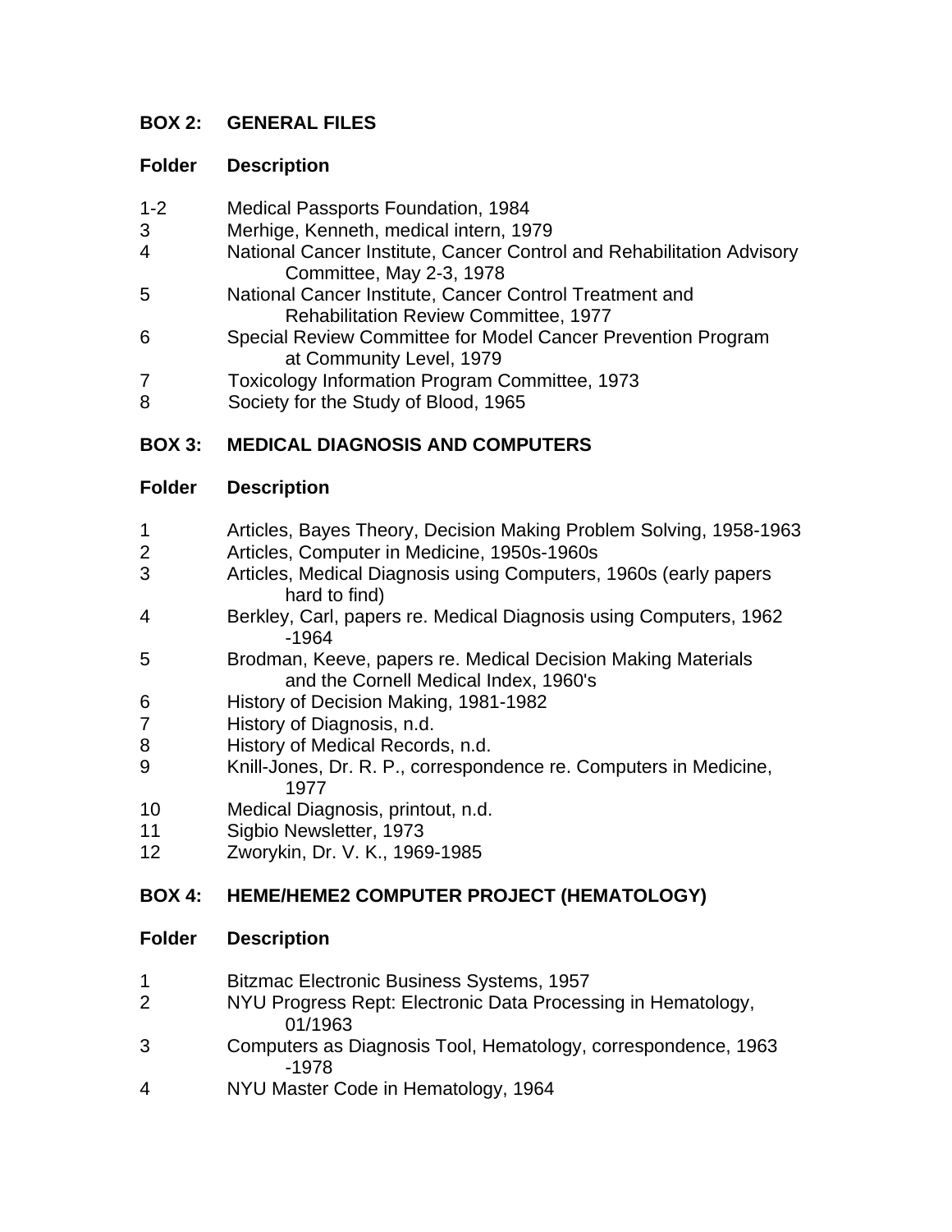**BOX 2: GENERAL FILES**

| Folder | Description |
|---|---|
| 1-2 | Medical Passports Foundation, 1984 |
| 3 | Merhige, Kenneth, medical intern, 1979 |
| 4 | National Cancer Institute, Cancer Control and Rehabilitation Advisory Committee, May 2-3, 1978 |
| 5 | National Cancer Institute, Cancer Control Treatment and Rehabilitation Review Committee, 1977 |
| 6 | Special Review Committee for Model Cancer Prevention Program at Community Level, 1979 |
| 7 | Toxicology Information Program Committee, 1973 |
| 8 | Society for the Study of Blood, 1965 |

**BOX 3: MEDICAL DIAGNOSIS AND COMPUTERS**

| Folder | Description |
|---|---|
| 1 | Articles, Bayes Theory, Decision Making Problem Solving, 1958-1963 |
| 2 | Articles, Computer in Medicine, 1950s-1960s |
| 3 | Articles, Medical Diagnosis using Computers, 1960s (early papers hard to find) |
| 4 | Berkley, Carl, papers re. Medical Diagnosis using Computers, 1962 -1964 |
| 5 | Brodman, Keeve, papers re. Medical Decision Making Materials and the Cornell Medical Index, 1960's |
| 6 | History of Decision Making, 1981-1982 |
| 7 | History of Diagnosis, n.d. |
| 8 | History of Medical Records, n.d. |
| 9 | Knill-Jones, Dr. R. P., correspondence re. Computers in Medicine, 1977 |
| 10 | Medical Diagnosis, printout, n.d. |
| 11 | Sigbio Newsletter, 1973 |
| 12 | Zworykin, Dr. V. K., 1969-1985 |

**BOX 4: HEME/HEME2 COMPUTER PROJECT (HEMATOLOGY)**

| Folder | Description |
|---|---|
| 1 | Bitzmac Electronic Business Systems, 1957 |
| 2 | NYU Progress Rept: Electronic Data Processing in Hematology, 01/1963 |
| 3 | Computers as Diagnosis Tool, Hematology, correspondence, 1963 -1978 |
| 4 | NYU Master Code in Hematology, 1964 |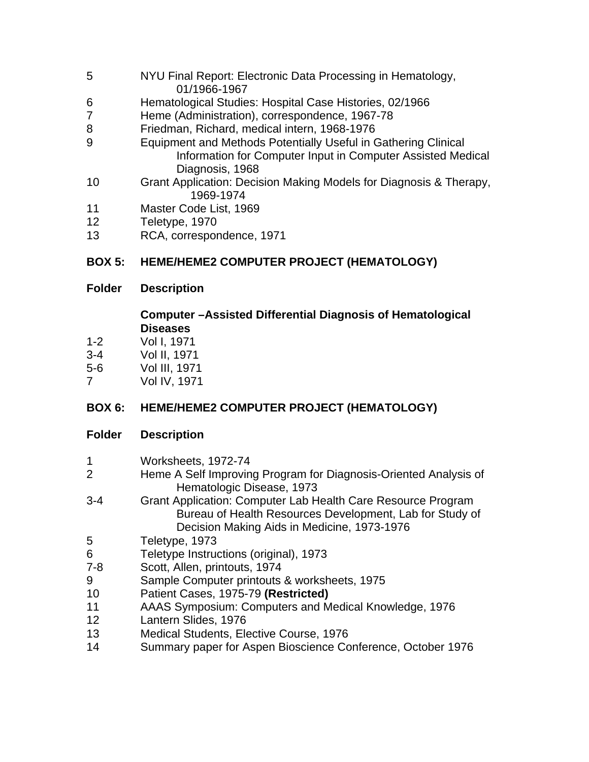| Folder | Description |
| --- | --- |
| 5 | NYU Final Report: Electronic Data Processing in Hematology, 01/1966-1967 |
| 6 | Hematological Studies: Hospital Case Histories, 02/1966 |
| 7 | Heme (Administration), correspondence, 1967-78 |
| 8 | Friedman, Richard, medical intern, 1968-1976 |
| 9 | Equipment and Methods Potentially Useful in Gathering Clinical Information for Computer Input in Computer Assisted Medical Diagnosis, 1968 |
| 10 | Grant Application: Decision Making Models for Diagnosis & Therapy, 1969-1974 |
| 11 | Master Code List, 1969 |
| 12 | Teletype, 1970 |
| 13 | RCA, correspondence, 1971 |

## BOX 5: HEME/HEME2 COMPUTER PROJECT (HEMATOLOGY)

| Folder | Description |
| --- | --- |
| | **Computer –Assisted Differential Diagnosis of Hematological Diseases** |
| 1-2 | Vol I, 1971 |
| 3-4 | Vol II, 1971 |
| 5-6 | Vol III, 1971 |
| 7 | Vol IV, 1971 |

## BOX 6: HEME/HEME2 COMPUTER PROJECT (HEMATOLOGY)

| Folder | Description |
| --- | --- |
| 1 | Worksheets, 1972-74 |
| 2 | Heme A Self Improving Program for Diagnosis-Oriented Analysis of Hematologic Disease, 1973 |
| 3-4 | Grant Application: Computer Lab Health Care Resource Program Bureau of Health Resources Development, Lab for Study of Decision Making Aids in Medicine, 1973-1976 |
| 5 | Teletype, 1973 |
| 6 | Teletype Instructions (original), 1973 |
| 7-8 | Scott, Allen, printouts, 1974 |
| 9 | Sample Computer printouts & worksheets, 1975 |
| 10 | Patient Cases, 1975-79 **(Restricted)** |
| 11 | AAAS Symposium: Computers and Medical Knowledge, 1976 |
| 12 | Lantern Slides, 1976 |
| 13 | Medical Students, Elective Course, 1976 |
| 14 | Summary paper for Aspen Bioscience Conference, October 1976 |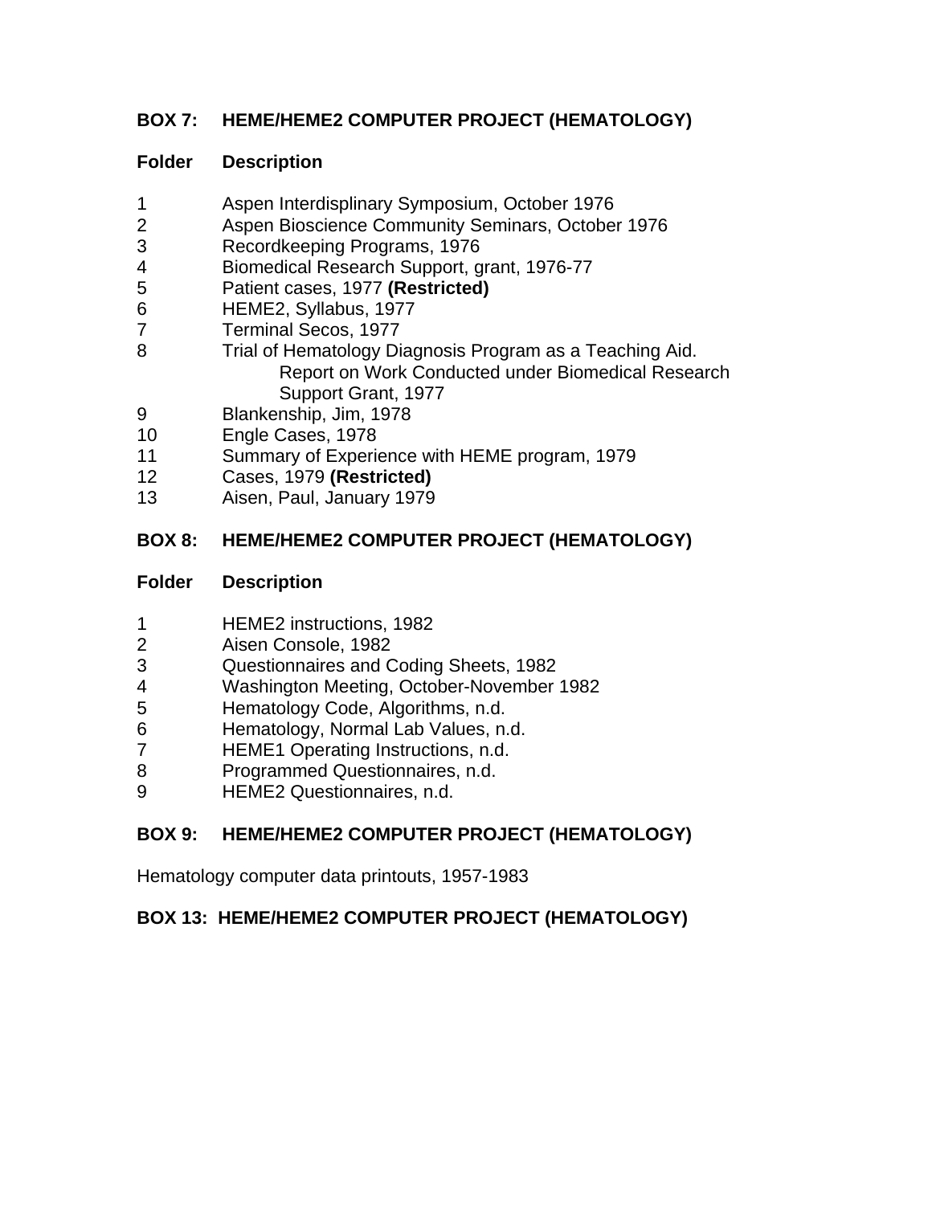## BOX 7: HEME/HEME2 COMPUTER PROJECT (HEMATOLOGY)

| Folder | Description |
|---|---|
| 1 | Aspen Interdisplinary Symposium, October 1976 |
| 2 | Aspen Bioscience Community Seminars, October 1976 |
| 3 | Recordkeeping Programs, 1976 |
| 4 | Biomedical Research Support, grant, 1976-77 |
| 5 | Patient cases, 1977 **(Restricted)** |
| 6 | HEME2, Syllabus, 1977 |
| 7 | Terminal Secos, 1977 |
| 8 | Trial of Hematology Diagnosis Program as a Teaching Aid. Report on Work Conducted under Biomedical Research Support Grant, 1977 |
| 9 | Blankenship, Jim, 1978 |
| 10 | Engle Cases, 1978 |
| 11 | Summary of Experience with HEME program, 1979 |
| 12 | Cases, 1979 **(Restricted)** |
| 13 | Aisen, Paul, January 1979 |

## BOX 8: HEME/HEME2 COMPUTER PROJECT (HEMATOLOGY)

| Folder | Description |
|---|---|
| 1 | HEME2 instructions, 1982 |
| 2 | Aisen Console, 1982 |
| 3 | Questionnaires and Coding Sheets, 1982 |
| 4 | Washington Meeting, October-November 1982 |
| 5 | Hematology Code, Algorithms, n.d. |
| 6 | Hematology, Normal Lab Values, n.d. |
| 7 | HEME1 Operating Instructions, n.d. |
| 8 | Programmed Questionnaires, n.d. |
| 9 | HEME2 Questionnaires, n.d. |

## BOX 9: HEME/HEME2 COMPUTER PROJECT (HEMATOLOGY)

Hematology computer data printouts, 1957-1983

## BOX 13: HEME/HEME2 COMPUTER PROJECT (HEMATOLOGY)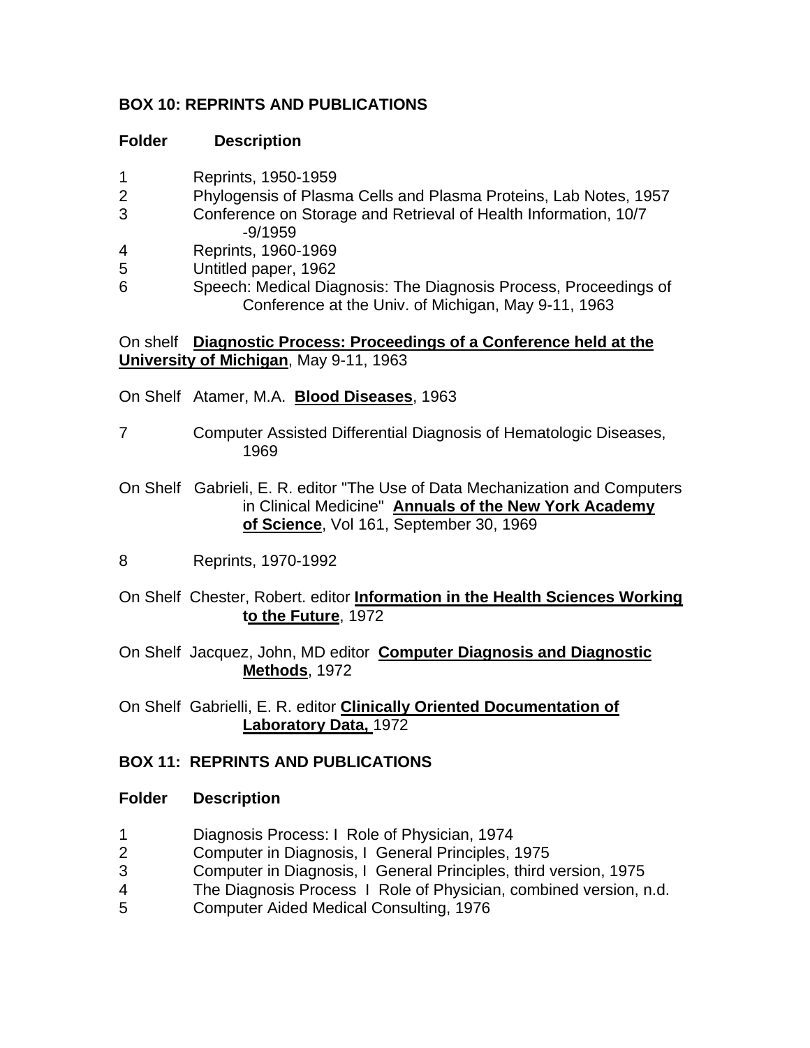**BOX 10: REPRINTS AND PUBLICATIONS**

**Folder Description**

1 Reprints, 1950-1959
2 Phylogensis of Plasma Cells and Plasma Proteins, Lab Notes, 1957
3 Conference on Storage and Retrieval of Health Information, 10/7-9/1959
4 Reprints, 1960-1969
5 Untitled paper, 1962
6 Speech: Medical Diagnosis: The Diagnosis Process, Proceedings of Conference at the Univ. of Michigan, May 9-11, 1963

On shelf **Diagnostic Process: Proceedings of a Conference held at the University of Michigan**, May 9-11, 1963

On Shelf Atamer, M.A. **Blood Diseases**, 1963

7 Computer Assisted Differential Diagnosis of Hematologic Diseases, 1969

On Shelf Gabrieli, E. R. editor "The Use of Data Mechanization and Computers in Clinical Medicine" **Annuals of the New York Academy of Science**, Vol 161, September 30, 1969

8 Reprints, 1970-1992

On Shelf Chester, Robert. editor **Information in the Health Sciences Working to the Future**, 1972

On Shelf Jacquez, John, MD editor **Computer Diagnosis and Diagnostic Methods**, 1972

On Shelf Gabrielli, E. R. editor **Clinically Oriented Documentation of Laboratory Data,** 1972

**BOX 11: REPRINTS AND PUBLICATIONS**

**Folder Description**

1 Diagnosis Process: I Role of Physician, 1974
2 Computer in Diagnosis, I General Principles, 1975
3 Computer in Diagnosis, I General Principles, third version, 1975
4 The Diagnosis Process I Role of Physician, combined version, n.d.
5 Computer Aided Medical Consulting, 1976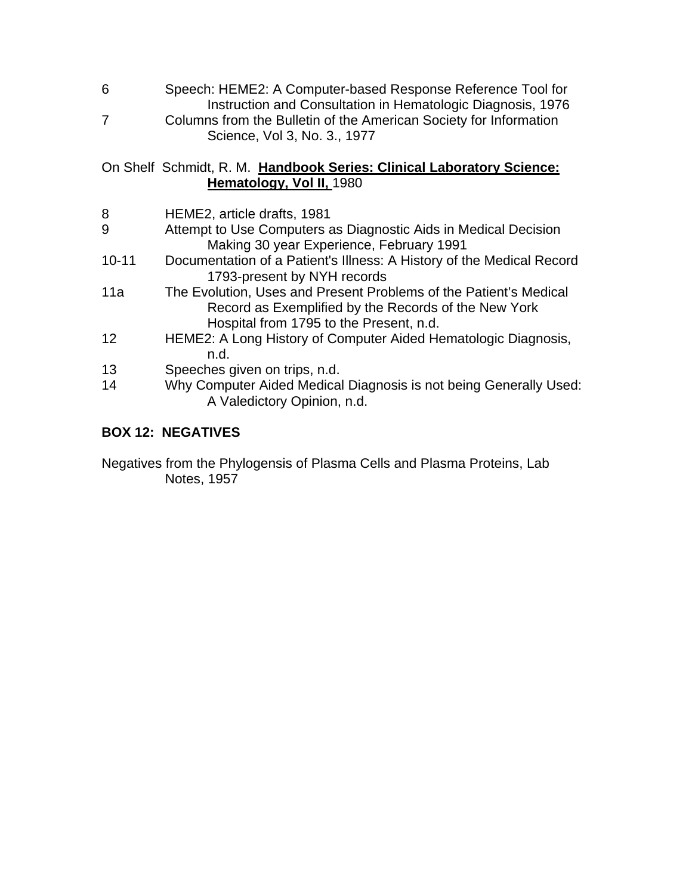6 Speech: HEME2: A Computer-based Response Reference Tool for Instruction and Consultation in Hematologic Diagnosis, 1976

7 Columns from the Bulletin of the American Society for Information Science, Vol 3, No. 3., 1977

On Shelf Schmidt, R. M. **Handbook Series: Clinical Laboratory Science: Hematology, Vol II,** 1980

8 HEME2, article drafts, 1981

9 Attempt to Use Computers as Diagnostic Aids in Medical Decision Making 30 year Experience, February 1991

10-11 Documentation of a Patient's Illness: A History of the Medical Record 1793-present by NYH records

11a The Evolution, Uses and Present Problems of the Patient's Medical Record as Exemplified by the Records of the New York Hospital from 1795 to the Present, n.d.

12 HEME2: A Long History of Computer Aided Hematologic Diagnosis, n.d.

13 Speeches given on trips, n.d.

14 Why Computer Aided Medical Diagnosis is not being Generally Used: A Valedictory Opinion, n.d.

**BOX 12: NEGATIVES**

Negatives from the Phylogensis of Plasma Cells and Plasma Proteins, Lab Notes, 1957